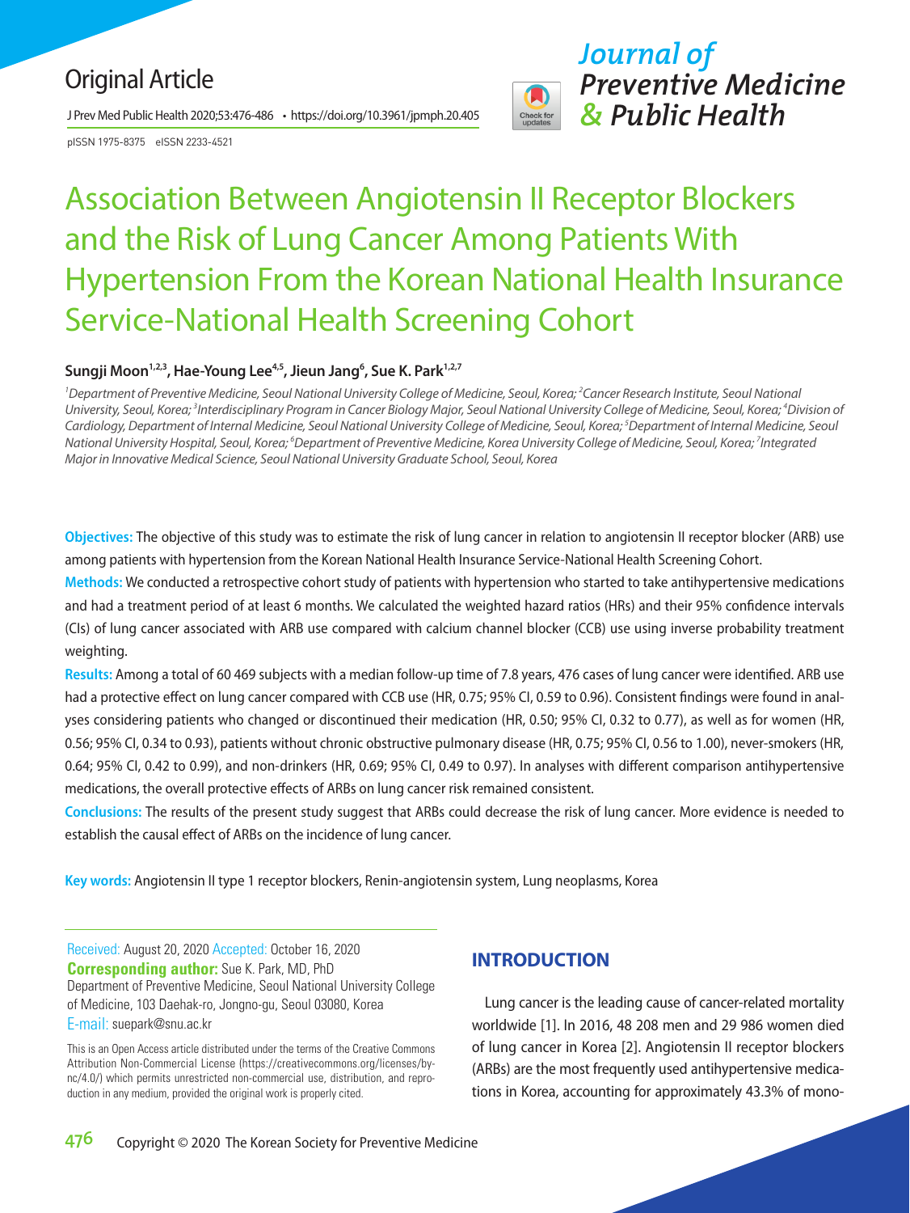Original Article

# Association Between Angiotensin II Receptor Blockers and the Risk of Lung Cancer Among Patients With Hypertension From the Korean National Health Insurance Service-National Health Screening Cohort

**Sungji Moon[1,2,3], Hae-Young Lee[4,5], Jieun Jang[6], Sue K. Park[1,2,7]**

*[1]Department of Preventive Medicine, Seoul National University College of Medicine, Seoul, Korea; [2]Cancer Research Institute, Seoul National University, Seoul, Korea; [3]Interdisciplinary Program in Cancer Biology Major, Seoul National University College of Medicine, Seoul, Korea; [4]Division of Cardiology, Department of Internal Medicine, Seoul National University College of Medicine, Seoul, Korea; [5]Department of Internal Medicine, Seoul National University Hospital, Seoul, Korea; [6]Department of Preventive Medicine, Korea University College of Medicine, Seoul, Korea; [7]Integrated Major in Innovative Medical Science, Seoul National University Graduate School, Seoul, Korea*

**Objectives:** The objective of this study was to estimate the risk of lung cancer in relation to angiotensin II receptor blocker (ARB) use among patients with hypertension from the Korean National Health Insurance Service-National Health Screening Cohort.

**Methods:** We conducted a retrospective cohort study of patients with hypertension who started to take antihypertensive medications and had a treatment period of at least 6 months. We calculated the weighted hazard ratios (HRs) and their 95% confidence intervals (CIs) of lung cancer associated with ARB use compared with calcium channel blocker (CCB) use using inverse probability treatment weighting.

**Results:** Among a total of 60 469 subjects with a median follow-up time of 7.8 years, 476 cases of lung cancer were identified. ARB use had a protective effect on lung cancer compared with CCB use (HR, 0.75; 95% CI, 0.59 to 0.96). Consistent findings were found in analyses considering patients who changed or discontinued their medication (HR, 0.50; 95% CI, 0.32 to 0.77), as well as for women (HR, 0.56; 95% CI, 0.34 to 0.93), patients without chronic obstructive pulmonary disease (HR, 0.75; 95% CI, 0.56 to 1.00), never-smokers (HR, 0.64; 95% CI, 0.42 to 0.99), and non-drinkers (HR, 0.69; 95% CI, 0.49 to 0.97). In analyses with different comparison antihypertensive medications, the overall protective effects of ARBs on lung cancer risk remained consistent.

**Conclusions:** The results of the present study suggest that ARBs could decrease the risk of lung cancer. More evidence is needed to establish the causal effect of ARBs on the incidence of lung cancer.

**Key words:** Angiotensin II type 1 receptor blockers, Renin-angiotensin system, Lung neoplasms, Korea

Received: August 20, 2020 Accepted: October 16, 2020
**Corresponding author:** Sue K. Park, MD, PhD
Department of Preventive Medicine, Seoul National University College of Medicine, 103 Daehak-ro, Jongno-gu, Seoul 03080, Korea
E-mail: suepark@snu.ac.kr

This is an Open Access article distributed under the terms of the Creative Commons Attribution Non-Commercial License (https://creativecommons.org/licenses/by-nc/4.0/) which permits unrestricted non-commercial use, distribution, and reproduction in any medium, provided the original work is properly cited.

## INTRODUCTION

Lung cancer is the leading cause of cancer-related mortality worldwide [1]. In 2016, 48 208 men and 29 986 women died of lung cancer in Korea [2]. Angiotensin II receptor blockers (ARBs) are the most frequently used antihypertensive medications in Korea, accounting for approximately 43.3% of mono-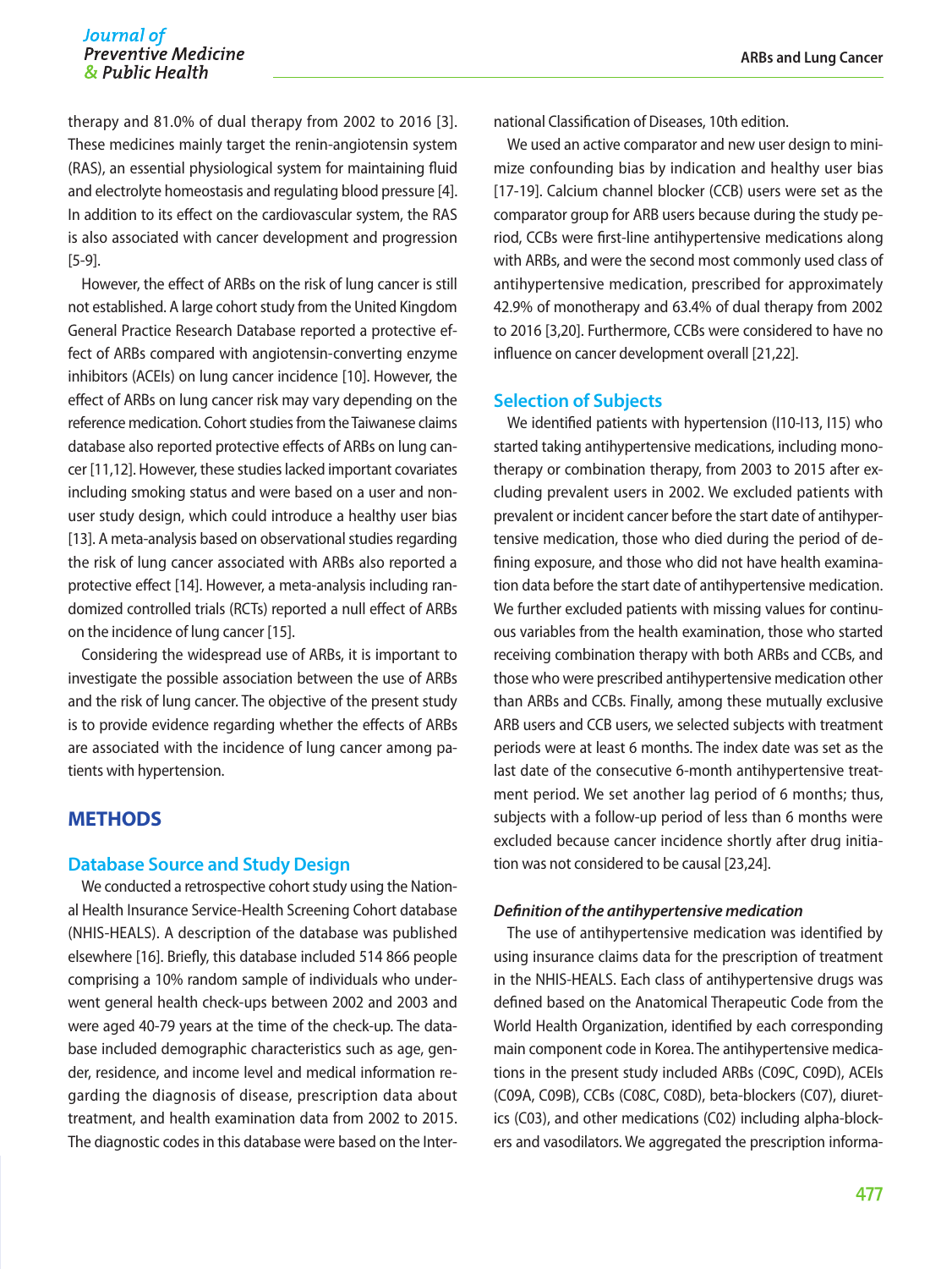therapy and 81.0% of dual therapy from 2002 to 2016 [3]. These medicines mainly target the renin-angiotensin system (RAS), an essential physiological system for maintaining fluid and electrolyte homeostasis and regulating blood pressure [4]. In addition to its effect on the cardiovascular system, the RAS is also associated with cancer development and progression [5-9].

However, the effect of ARBs on the risk of lung cancer is still not established. A large cohort study from the United Kingdom General Practice Research Database reported a protective effect of ARBs compared with angiotensin-converting enzyme inhibitors (ACEIs) on lung cancer incidence [10]. However, the effect of ARBs on lung cancer risk may vary depending on the reference medication. Cohort studies from the Taiwanese claims database also reported protective effects of ARBs on lung cancer [11,12]. However, these studies lacked important covariates including smoking status and were based on a user and non-user study design, which could introduce a healthy user bias [13]. A meta-analysis based on observational studies regarding the risk of lung cancer associated with ARBs also reported a protective effect [14]. However, a meta-analysis including randomized controlled trials (RCTs) reported a null effect of ARBs on the incidence of lung cancer [15].

Considering the widespread use of ARBs, it is important to investigate the possible association between the use of ARBs and the risk of lung cancer. The objective of the present study is to provide evidence regarding whether the effects of ARBs are associated with the incidence of lung cancer among patients with hypertension.

## METHODS

### Database Source and Study Design

We conducted a retrospective cohort study using the National Health Insurance Service-Health Screening Cohort database (NHIS-HEALS). A description of the database was published elsewhere [16]. Briefly, this database included 514 866 people comprising a 10% random sample of individuals who underwent general health check-ups between 2002 and 2003 and were aged 40-79 years at the time of the check-up. The database included demographic characteristics such as age, gender, residence, and income level and medical information regarding the diagnosis of disease, prescription data about treatment, and health examination data from 2002 to 2015. The diagnostic codes in this database were based on the International Classification of Diseases, 10th edition.

We used an active comparator and new user design to minimize confounding bias by indication and healthy user bias [17-19]. Calcium channel blocker (CCB) users were set as the comparator group for ARB users because during the study period, CCBs were first-line antihypertensive medications along with ARBs, and were the second most commonly used class of antihypertensive medication, prescribed for approximately 42.9% of monotherapy and 63.4% of dual therapy from 2002 to 2016 [3,20]. Furthermore, CCBs were considered to have no influence on cancer development overall [21,22].

### Selection of Subjects

We identified patients with hypertension (I10-I13, I15) who started taking antihypertensive medications, including monotherapy or combination therapy, from 2003 to 2015 after excluding prevalent users in 2002. We excluded patients with prevalent or incident cancer before the start date of antihypertensive medication, those who died during the period of defining exposure, and those who did not have health examination data before the start date of antihypertensive medication. We further excluded patients with missing values for continuous variables from the health examination, those who started receiving combination therapy with both ARBs and CCBs, and those who were prescribed antihypertensive medication other than ARBs and CCBs. Finally, among these mutually exclusive ARB users and CCB users, we selected subjects with treatment periods were at least 6 months. The index date was set as the last date of the consecutive 6-month antihypertensive treatment period. We set another lag period of 6 months; thus, subjects with a follow-up period of less than 6 months were excluded because cancer incidence shortly after drug initiation was not considered to be causal [23,24].

#### *Definition of the antihypertensive medication*

The use of antihypertensive medication was identified by using insurance claims data for the prescription of treatment in the NHIS-HEALS. Each class of antihypertensive drugs was defined based on the Anatomical Therapeutic Code from the World Health Organization, identified by each corresponding main component code in Korea. The antihypertensive medications in the present study included ARBs (C09C, C09D), ACEIs (C09A, C09B), CCBs (C08C, C08D), beta-blockers (C07), diuretics (C03), and other medications (C02) including alpha-blockers and vasodilators. We aggregated the prescription informa-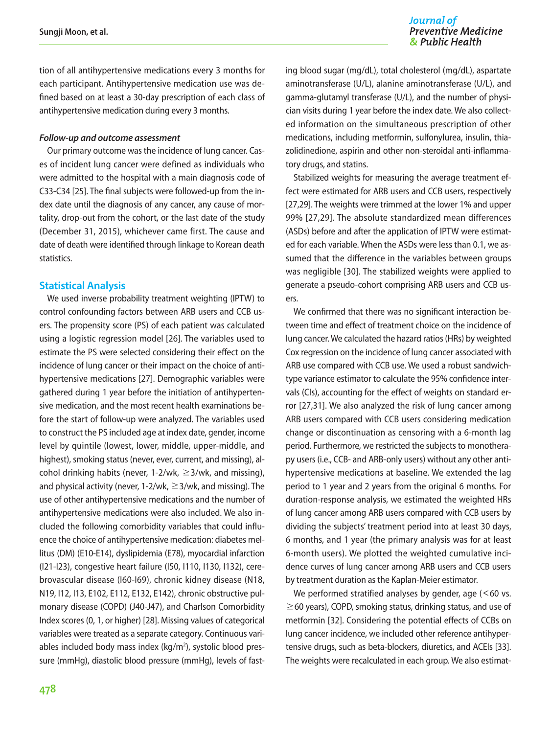tion of all antihypertensive medications every 3 months for each participant. Antihypertensive medication use was defined based on at least a 30-day prescription of each class of antihypertensive medication during every 3 months.

#### *Follow-up and outcome assessment*

Our primary outcome was the incidence of lung cancer. Cases of incident lung cancer were defined as individuals who were admitted to the hospital with a main diagnosis code of C33-C34 [25]. The final subjects were followed-up from the index date until the diagnosis of any cancer, any cause of mortality, drop-out from the cohort, or the last date of the study (December 31, 2015), whichever came first. The cause and date of death were identified through linkage to Korean death statistics.

### Statistical Analysis

We used inverse probability treatment weighting (IPTW) to control confounding factors between ARB users and CCB users. The propensity score (PS) of each patient was calculated using a logistic regression model [26]. The variables used to estimate the PS were selected considering their effect on the incidence of lung cancer or their impact on the choice of antihypertensive medications [27]. Demographic variables were gathered during 1 year before the initiation of antihypertensive medication, and the most recent health examinations before the start of follow-up were analyzed. The variables used to construct the PS included age at index date, gender, income level by quintile (lowest, lower, middle, upper-middle, and highest), smoking status (never, ever, current, and missing), alcohol drinking habits (never, 1-2/wk, ≥3/wk, and missing), and physical activity (never, 1-2/wk, ≥3/wk, and missing). The use of other antihypertensive medications and the number of antihypertensive medications were also included. We also included the following comorbidity variables that could influence the choice of antihypertensive medication: diabetes mellitus (DM) (E10-E14), dyslipidemia (E78), myocardial infarction (I21-I23), congestive heart failure (I50, I110, I130, I132), cerebrovascular disease (I60-I69), chronic kidney disease (N18, N19, I12, I13, E102, E112, E132, E142), chronic obstructive pulmonary disease (COPD) (J40-J47), and Charlson Comorbidity Index scores (0, 1, or higher) [28]. Missing values of categorical variables were treated as a separate category. Continuous variables included body mass index (kg/m$^2$), systolic blood pressure (mmHg), diastolic blood pressure (mmHg), levels of fasting blood sugar (mg/dL), total cholesterol (mg/dL), aspartate aminotransferase (U/L), alanine aminotransferase (U/L), and gamma-glutamyl transferase (U/L), and the number of physician visits during 1 year before the index date. We also collected information on the simultaneous prescription of other medications, including metformin, sulfonylurea, insulin, thiazolidinedione, aspirin and other non-steroidal anti-inflammatory drugs, and statins.

Stabilized weights for measuring the average treatment effect were estimated for ARB users and CCB users, respectively [27,29]. The weights were trimmed at the lower 1% and upper 99% [27,29]. The absolute standardized mean differences (ASDs) before and after the application of IPTW were estimated for each variable. When the ASDs were less than 0.1, we assumed that the difference in the variables between groups was negligible [30]. The stabilized weights were applied to generate a pseudo-cohort comprising ARB users and CCB users.

We confirmed that there was no significant interaction between time and effect of treatment choice on the incidence of lung cancer. We calculated the hazard ratios (HRs) by weighted Cox regression on the incidence of lung cancer associated with ARB use compared with CCB use. We used a robust sandwich-type variance estimator to calculate the 95% confidence intervals (CIs), accounting for the effect of weights on standard error [27,31]. We also analyzed the risk of lung cancer among ARB users compared with CCB users considering medication change or discontinuation as censoring with a 6-month lag period. Furthermore, we restricted the subjects to monotherapy users (i.e., CCB- and ARB-only users) without any other antihypertensive medications at baseline. We extended the lag period to 1 year and 2 years from the original 6 months. For duration-response analysis, we estimated the weighted HRs of lung cancer among ARB users compared with CCB users by dividing the subjects' treatment period into at least 30 days, 6 months, and 1 year (the primary analysis was for at least 6-month users). We plotted the weighted cumulative incidence curves of lung cancer among ARB users and CCB users by treatment duration as the Kaplan-Meier estimator.

We performed stratified analyses by gender, age (<60 vs. ≥60 years), COPD, smoking status, drinking status, and use of metformin [32]. Considering the potential effects of CCBs on lung cancer incidence, we included other reference antihypertensive drugs, such as beta-blockers, diuretics, and ACEIs [33]. The weights were recalculated in each group. We also estimat-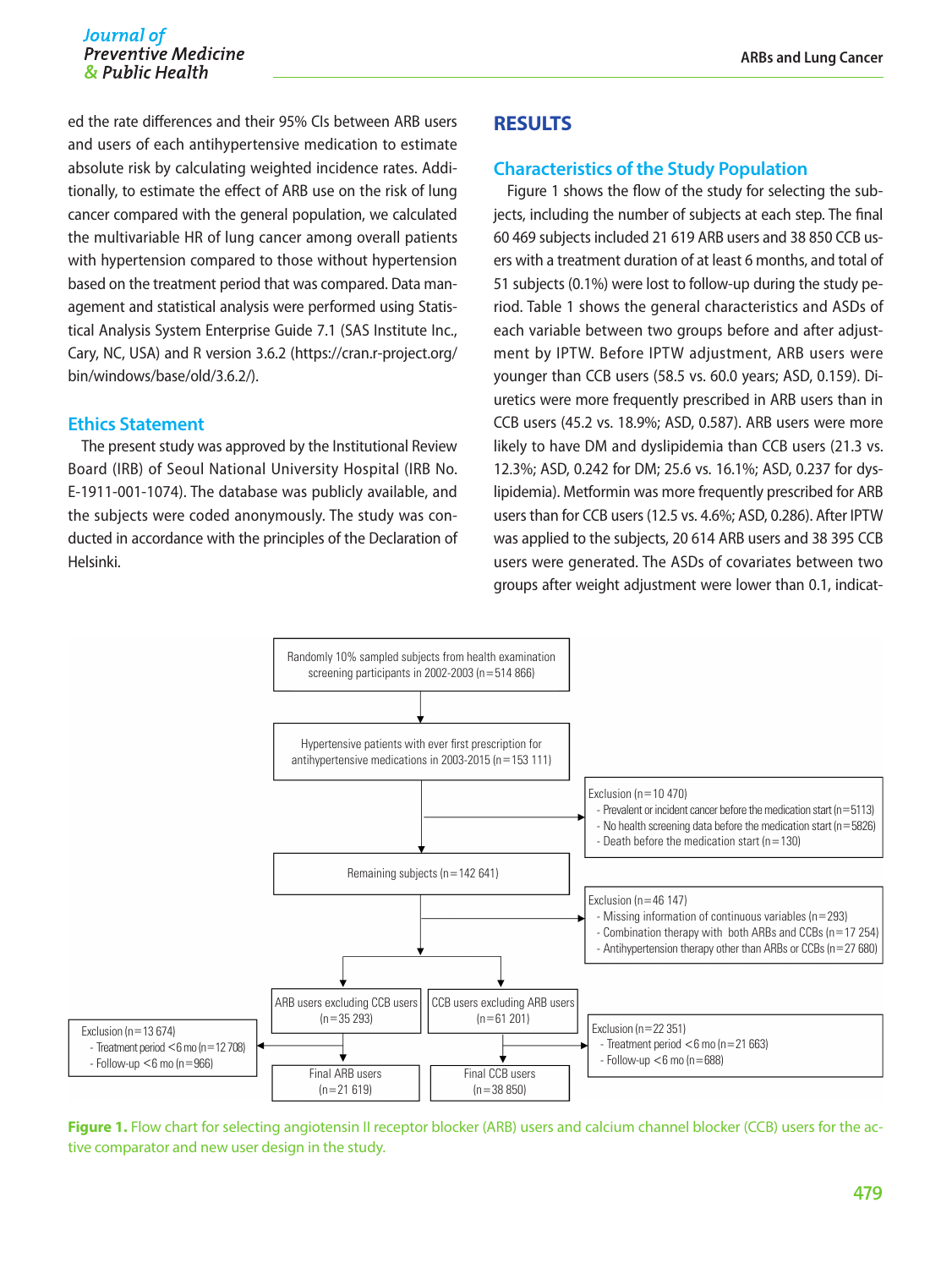ed the rate differences and their 95% CIs between ARB users and users of each antihypertensive medication to estimate absolute risk by calculating weighted incidence rates. Additionally, to estimate the effect of ARB use on the risk of lung cancer compared with the general population, we calculated the multivariable HR of lung cancer among overall patients with hypertension compared to those without hypertension based on the treatment period that was compared. Data management and statistical analysis were performed using Statistical Analysis System Enterprise Guide 7.1 (SAS Institute Inc., Cary, NC, USA) and R version 3.6.2 (https://cran.r-project.org/bin/windows/base/old/3.6.2/).

### Ethics Statement

The present study was approved by the Institutional Review Board (IRB) of Seoul National University Hospital (IRB No. E-1911-001-1074). The database was publicly available, and the subjects were coded anonymously. The study was conducted in accordance with the principles of the Declaration of Helsinki.

## RESULTS

### Characteristics of the Study Population

Figure 1 shows the flow of the study for selecting the subjects, including the number of subjects at each step. The final 60 469 subjects included 21 619 ARB users and 38 850 CCB users with a treatment duration of at least 6 months, and total of 51 subjects (0.1%) were lost to follow-up during the study period. Table 1 shows the general characteristics and ASDs of each variable between two groups before and after adjustment by IPTW. Before IPTW adjustment, ARB users were younger than CCB users (58.5 vs. 60.0 years; ASD, 0.159). Diuretics were more frequently prescribed in ARB users than in CCB users (45.2 vs. 18.9%; ASD, 0.587). ARB users were more likely to have DM and dyslipidemia than CCB users (21.3 vs. 12.3%; ASD, 0.242 for DM; 25.6 vs. 16.1%; ASD, 0.237 for dyslipidemia). Metformin was more frequently prescribed for ARB users than for CCB users (12.5 vs. 4.6%; ASD, 0.286). After IPTW was applied to the subjects, 20 614 ARB users and 38 395 CCB users were generated. The ASDs of covariates between two groups after weight adjustment were lower than 0.1, indicat-

Randomly 10% sampled subjects from health examination screening participants in 2002-2003 (n=514 866)

Hypertensive patients with ever first prescription for antihypertensive medications in 2003-2015 (n=153 111)

Exclusion (n=10 470)
- Prevalent or incident cancer before the medication start (n=5113)
- No health screening data before the medication start (n=5826)
- Death before the medication start (n=130)

Remaining subjects (n=142 641)

Exclusion (n=46 147)
- Missing information of continuous variables (n=293)
- Combination therapy with both ARBs and CCBs (n=17 254)
- Antihypertension therapy other than ARBs or CCBs (n=27 680)

ARB users excluding CCB users (n=35 293)

CCB users excluding ARB users (n=61 201)

Exclusion (n=13 674)
- Treatment period <6 mo (n=12 708)
- Follow-up <6 mo (n=966)

Exclusion (n=22 351)
- Treatment period <6 mo (n=21 663)
- Follow-up <6 mo (n=688)

Final ARB users (n=21 619)

Final CCB users (n=38 850)

**Figure 1.** Flow chart for selecting angiotensin II receptor blocker (ARB) users and calcium channel blocker (CCB) users for the active comparator and new user design in the study.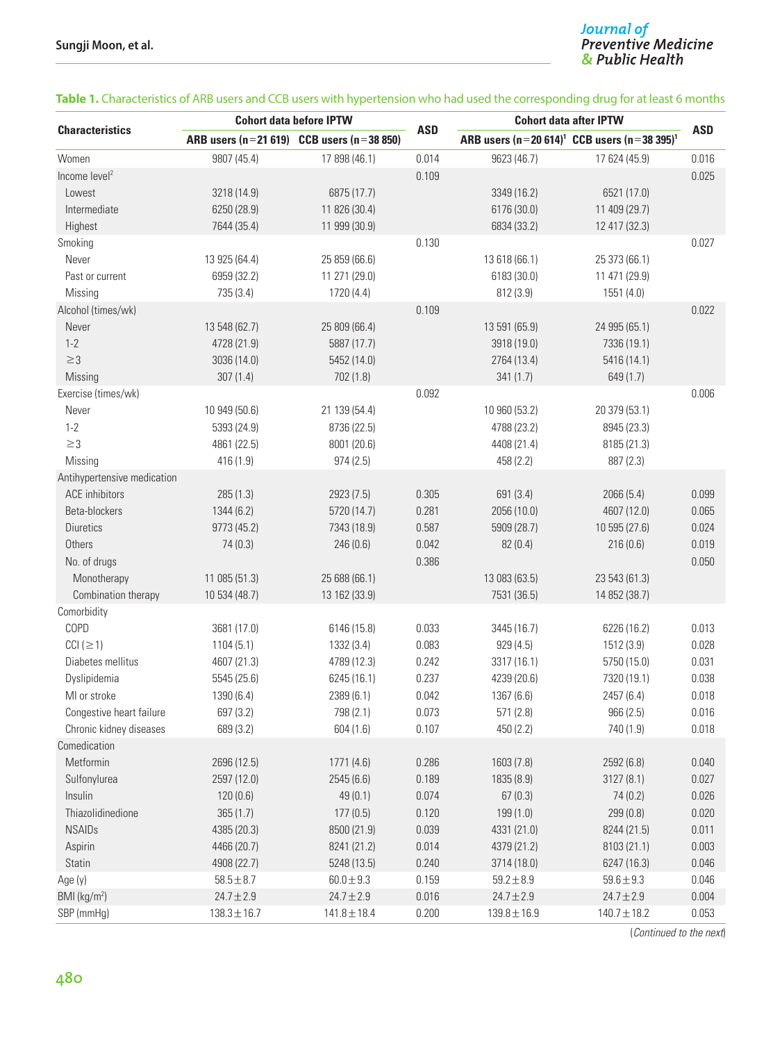**Table 1.** Characteristics of ARB users and CCB users with hypertension who had used the corresponding drug for at least 6 months

| Characteristics | Cohort data before IPTW | | ASD | Cohort data after IPTW | | ASD |
|---|---|---|---|---|---|---|
| | ARB users (n=21 619) | CCB users (n=38 850) | | ARB users (n=20 614)[1] | CCB users (n=38 395)[1] | |
| Women | 9807 (45.4) | 17 898 (46.1) | 0.014 | 9623 (46.7) | 17 624 (45.9) | 0.016 |
| Income level[2] | | | 0.109 | | | 0.025 |
| Lowest | 3218 (14.9) | 6875 (17.7) | | 3349 (16.2) | 6521 (17.0) | |
| Intermediate | 6250 (28.9) | 11 826 (30.4) | | 6176 (30.0) | 11 409 (29.7) | |
| Highest | 7644 (35.4) | 11 999 (30.9) | | 6834 (33.2) | 12 417 (32.3) | |
| Smoking | | | 0.130 | | | 0.027 |
| Never | 13 925 (64.4) | 25 859 (66.6) | | 13 618 (66.1) | 25 373 (66.1) | |
| Past or current | 6959 (32.2) | 11 271 (29.0) | | 6183 (30.0) | 11 471 (29.9) | |
| Missing | 735 (3.4) | 1720 (4.4) | | 812 (3.9) | 1551 (4.0) | |
| Alcohol (times/wk) | | | 0.109 | | | 0.022 |
| Never | 13 548 (62.7) | 25 809 (66.4) | | 13 591 (65.9) | 24 995 (65.1) | |
| 1-2 | 4728 (21.9) | 5887 (17.7) | | 3918 (19.0) | 7336 (19.1) | |
| ≥3 | 3036 (14.0) | 5452 (14.0) | | 2764 (13.4) | 5416 (14.1) | |
| Missing | 307 (1.4) | 702 (1.8) | | 341 (1.7) | 649 (1.7) | |
| Exercise (times/wk) | | | 0.092 | | | 0.006 |
| Never | 10 949 (50.6) | 21 139 (54.4) | | 10 960 (53.2) | 20 379 (53.1) | |
| 1-2 | 5393 (24.9) | 8736 (22.5) | | 4788 (23.2) | 8945 (23.3) | |
| ≥3 | 4861 (22.5) | 8001 (20.6) | | 4408 (21.4) | 8185 (21.3) | |
| Missing | 416 (1.9) | 974 (2.5) | | 458 (2.2) | 887 (2.3) | |
| Antihypertensive medication | | | | | | |
| ACE inhibitors | 285 (1.3) | 2923 (7.5) | 0.305 | 691 (3.4) | 2066 (5.4) | 0.099 |
| Beta-blockers | 1344 (6.2) | 5720 (14.7) | 0.281 | 2056 (10.0) | 4607 (12.0) | 0.065 |
| Diuretics | 9773 (45.2) | 7343 (18.9) | 0.587 | 5909 (28.7) | 10 595 (27.6) | 0.024 |
| Others | 74 (0.3) | 246 (0.6) | 0.042 | 82 (0.4) | 216 (0.6) | 0.019 |
| No. of drugs | | | 0.386 | | | 0.050 |
| Monotherapy | 11 085 (51.3) | 25 688 (66.1) | | 13 083 (63.5) | 23 543 (61.3) | |
| Combination therapy | 10 534 (48.7) | 13 162 (33.9) | | 7531 (36.5) | 14 852 (38.7) | |
| Comorbidity | | | | | | |
| COPD | 3681 (17.0) | 6146 (15.8) | 0.033 | 3445 (16.7) | 6226 (16.2) | 0.013 |
| CCI (≥1) | 1104 (5.1) | 1332 (3.4) | 0.083 | 929 (4.5) | 1512 (3.9) | 0.028 |
| Diabetes mellitus | 4607 (21.3) | 4789 (12.3) | 0.242 | 3317 (16.1) | 5750 (15.0) | 0.031 |
| Dyslipidemia | 5545 (25.6) | 6245 (16.1) | 0.237 | 4239 (20.6) | 7320 (19.1) | 0.038 |
| MI or stroke | 1390 (6.4) | 2389 (6.1) | 0.042 | 1367 (6.6) | 2457 (6.4) | 0.018 |
| Congestive heart failure | 697 (3.2) | 798 (2.1) | 0.073 | 571 (2.8) | 966 (2.5) | 0.016 |
| Chronic kidney diseases | 689 (3.2) | 604 (1.6) | 0.107 | 450 (2.2) | 740 (1.9) | 0.018 |
| Comedication | | | | | | |
| Metformin | 2696 (12.5) | 1771 (4.6) | 0.286 | 1603 (7.8) | 2592 (6.8) | 0.040 |
| Sulfonylurea | 2597 (12.0) | 2545 (6.6) | 0.189 | 1835 (8.9) | 3127 (8.1) | 0.027 |
| Insulin | 120 (0.6) | 49 (0.1) | 0.074 | 67 (0.3) | 74 (0.2) | 0.026 |
| Thiazolidinedione | 365 (1.7) | 177 (0.5) | 0.120 | 199 (1.0) | 299 (0.8) | 0.020 |
| NSAIDs | 4385 (20.3) | 8500 (21.9) | 0.039 | 4331 (21.0) | 8244 (21.5) | 0.011 |
| Aspirin | 4466 (20.7) | 8241 (21.2) | 0.014 | 4379 (21.2) | 8103 (21.1) | 0.003 |
| Statin | 4908 (22.7) | 5248 (13.5) | 0.240 | 3714 (18.0) | 6247 (16.3) | 0.046 |
| Age (y) | 58.5±8.7 | 60.0±9.3 | 0.159 | 59.2±8.9 | 59.6±9.3 | 0.046 |
| BMI (kg/m$^2$) | 24.7±2.9 | 24.7±2.9 | 0.016 | 24.7±2.9 | 24.7±2.9 | 0.004 |
| SBP (mmHg) | 138.3±16.7 | 141.8±18.4 | 0.200 | 139.8±16.9 | 140.7±18.2 | 0.053 |

(*Continued to the next*)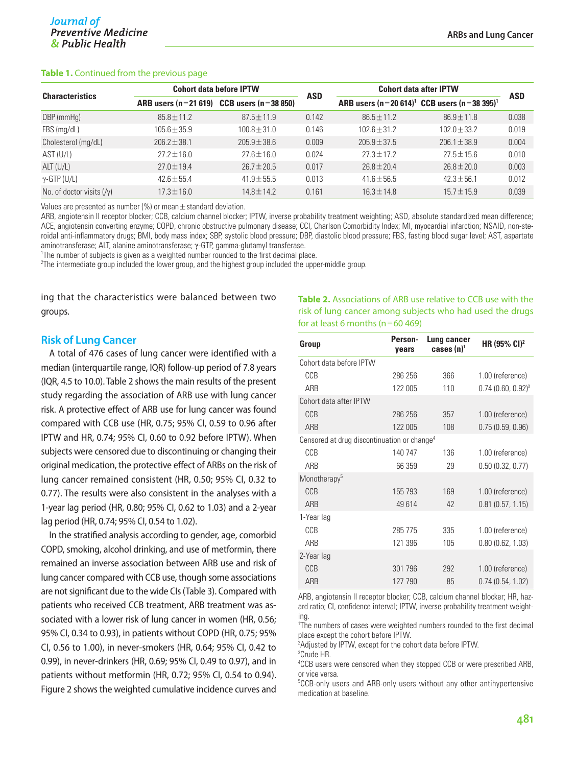**Table 1.** Continued from the previous page

| Characteristics | Cohort data before IPTW | | ASD | Cohort data after IPTW | | ASD |
|---|---|---|---|---|---|---|
| | ARB users (n=21 619) | CCB users (n=38 850) | | ARB users (n=20 614)[1] | CCB users (n=38 395)[1] | |
| DBP (mmHg) | 85.8±11.2 | 87.5±11.9 | 0.142 | 86.5±11.2 | 86.9±11.8 | 0.038 |
| FBS (mg/dL) | 105.6±35.9 | 100.8±31.0 | 0.146 | 102.6±31.2 | 102.0±33.2 | 0.019 |
| Cholesterol (mg/dL) | 206.2±38.1 | 205.9±38.6 | 0.009 | 205.9±37.5 | 206.1±38.9 | 0.004 |
| AST (U/L) | 27.2±16.0 | 27.6±16.0 | 0.024 | 27.3±17.2 | 27.5±15.6 | 0.010 |
| ALT (U/L) | 27.0±19.4 | 26.7±20.5 | 0.017 | 26.8±20.4 | 26.8±20.0 | 0.003 |
| γ-GTP (U/L) | 42.6±55.4 | 41.9±55.5 | 0.013 | 41.6±56.5 | 42.3±56.1 | 0.012 |
| No. of doctor visits (/y) | 17.3±16.0 | 14.8±14.2 | 0.161 | 16.3±14.8 | 15.7±15.9 | 0.039 |

Values are presented as number (%) or mean±standard deviation.

ARB, angiotensin II receptor blocker; CCB, calcium channel blocker; IPTW, inverse probability treatment weighting; ASD, absolute standardized mean difference; ACE, angiotensin converting enzyme; COPD, chronic obstructive pulmonary disease; CCI, Charlson Comorbidity Index; MI, myocardial infarction; NSAID, non-steroidal anti-inflammatory drugs; BMI, body mass index; SBP, systolic blood pressure; DBP, diastolic blood pressure; FBS, fasting blood sugar level; AST, aspartate aminotransferase; ALT, alanine aminotransferase; γ-GTP, gamma-glutamyl transferase.

[1]The number of subjects is given as a weighted number rounded to the first decimal place.

[2]The intermediate group included the lower group, and the highest group included the upper-middle group.

ing that the characteristics were balanced between two groups.

## Risk of Lung Cancer

A total of 476 cases of lung cancer were identified with a median (interquartile range, IQR) follow-up period of 7.8 years (IQR, 4.5 to 10.0). Table 2 shows the main results of the present study regarding the association of ARB use with lung cancer risk. A protective effect of ARB use for lung cancer was found compared with CCB use (HR, 0.75; 95% CI, 0.59 to 0.96 after IPTW and HR, 0.74; 95% CI, 0.60 to 0.92 before IPTW). When subjects were censored due to discontinuing or changing their original medication, the protective effect of ARBs on the risk of lung cancer remained consistent (HR, 0.50; 95% CI, 0.32 to 0.77). The results were also consistent in the analyses with a 1-year lag period (HR, 0.80; 95% CI, 0.62 to 1.03) and a 2-year lag period (HR, 0.74; 95% CI, 0.54 to 1.02).

In the stratified analysis according to gender, age, comorbid COPD, smoking, alcohol drinking, and use of metformin, there remained an inverse association between ARB use and risk of lung cancer compared with CCB use, though some associations are not significant due to the wide CIs (Table 3). Compared with patients who received CCB treatment, ARB treatment was associated with a lower risk of lung cancer in women (HR, 0.56; 95% CI, 0.34 to 0.93), in patients without COPD (HR, 0.75; 95% CI, 0.56 to 1.00), in never-smokers (HR, 0.64; 95% CI, 0.42 to 0.99), in never-drinkers (HR, 0.69; 95% CI, 0.49 to 0.97), and in patients without metformin (HR, 0.72; 95% CI, 0.54 to 0.94). Figure 2 shows the weighted cumulative incidence curves and

**Table 2.** Associations of ARB use relative to CCB use with the risk of lung cancer among subjects who had used the drugs for at least 6 months (n=60 469)

| Group | Person-years | Lung cancer cases (n)[1] | HR (95% CI)[2] |
|---|---|---|---|
| Cohort data before IPTW | | | |
| CCB | 286 256 | 366 | 1.00 (reference) |
| ARB | 122 005 | 110 | 0.74 (0.60, 0.92)[3] |
| Cohort data after IPTW | | | |
| CCB | 286 256 | 357 | 1.00 (reference) |
| ARB | 122 005 | 108 | 0.75 (0.59, 0.96) |
| Censored at drug discontinuation or change[4] | | | |
| CCB | 140 747 | 136 | 1.00 (reference) |
| ARB | 66 359 | 29 | 0.50 (0.32, 0.77) |
| Monotherapy[5] | | | |
| CCB | 155 793 | 169 | 1.00 (reference) |
| ARB | 49 614 | 42 | 0.81 (0.57, 1.15) |
| 1-Year lag | | | |
| CCB | 285 775 | 335 | 1.00 (reference) |
| ARB | 121 396 | 105 | 0.80 (0.62, 1.03) |
| 2-Year lag | | | |
| CCB | 301 796 | 292 | 1.00 (reference) |
| ARB | 127 790 | 85 | 0.74 (0.54, 1.02) |

ARB, angiotensin II receptor blocker; CCB, calcium channel blocker; HR, hazard ratio; CI, confidence interval; IPTW, inverse probability treatment weighting.

[1]The numbers of cases were weighted numbers rounded to the first decimal place except the cohort before IPTW.

[2]Adjusted by IPTW, except for the cohort data before IPTW.

[3]Crude HR.

[4]CCB users were censored when they stopped CCB or were prescribed ARB, or vice versa.

[5]CCB-only users and ARB-only users without any other antihypertensive medication at baseline.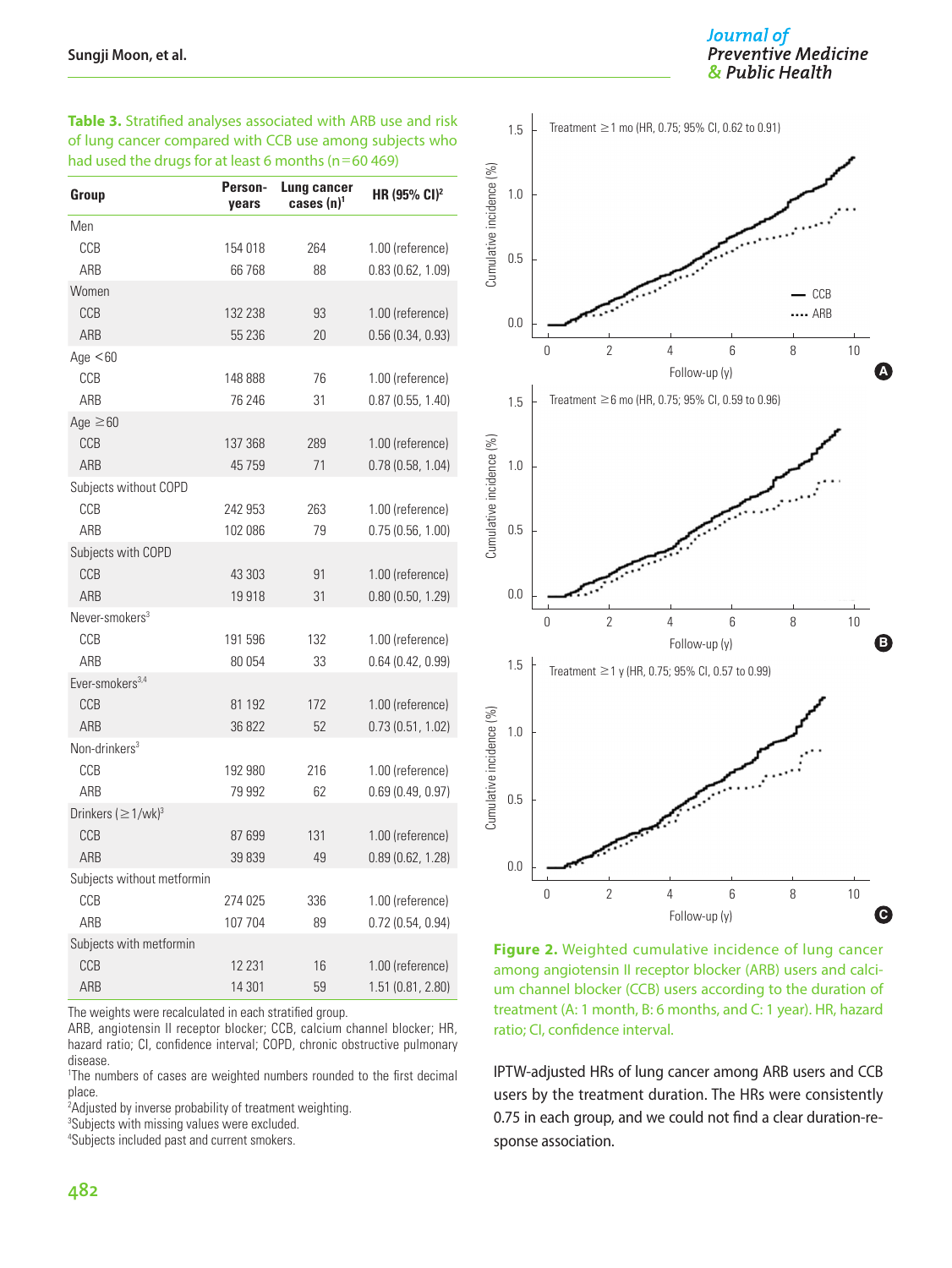**Table 3.** Stratified analyses associated with ARB use and risk of lung cancer compared with CCB use among subjects who had used the drugs for at least 6 months (n=60 469)

| Group | Person-years | Lung cancer cases (n)[1] | HR (95% CI)[2] |
|---|---|---|---|
| Men | | | |
| CCB | 154 018 | 264 | 1.00 (reference) |
| ARB | 66 768 | 88 | 0.83 (0.62, 1.09) |
| Women | | | |
| CCB | 132 238 | 93 | 1.00 (reference) |
| ARB | 55 236 | 20 | 0.56 (0.34, 0.93) |
| Age <60 | | | |
| CCB | 148 888 | 76 | 1.00 (reference) |
| ARB | 76 246 | 31 | 0.87 (0.55, 1.40) |
| Age ≥60 | | | |
| CCB | 137 368 | 289 | 1.00 (reference) |
| ARB | 45 759 | 71 | 0.78 (0.58, 1.04) |
| Subjects without COPD | | | |
| CCB | 242 953 | 263 | 1.00 (reference) |
| ARB | 102 086 | 79 | 0.75 (0.56, 1.00) |
| Subjects with COPD | | | |
| CCB | 43 303 | 91 | 1.00 (reference) |
| ARB | 19 918 | 31 | 0.80 (0.50, 1.29) |
| Never-smokers[3] | | | |
| CCB | 191 596 | 132 | 1.00 (reference) |
| ARB | 80 054 | 33 | 0.64 (0.42, 0.99) |
| Ever-smokers[3,4] | | | |
| CCB | 81 192 | 172 | 1.00 (reference) |
| ARB | 36 822 | 52 | 0.73 (0.51, 1.02) |
| Non-drinkers[3] | | | |
| CCB | 192 980 | 216 | 1.00 (reference) |
| ARB | 79 992 | 62 | 0.69 (0.49, 0.97) |
| Drinkers (≥1/wk)[3] | | | |
| CCB | 87 699 | 131 | 1.00 (reference) |
| ARB | 39 839 | 49 | 0.89 (0.62, 1.28) |
| Subjects without metformin | | | |
| CCB | 274 025 | 336 | 1.00 (reference) |
| ARB | 107 704 | 89 | 0.72 (0.54, 0.94) |
| Subjects with metformin | | | |
| CCB | 12 231 | 16 | 1.00 (reference) |
| ARB | 14 301 | 59 | 1.51 (0.81, 2.80) |

The weights were recalculated in each stratified group.
ARB, angiotensin II receptor blocker; CCB, calcium channel blocker; HR, hazard ratio; CI, confidence interval; COPD, chronic obstructive pulmonary disease.
[1]The numbers of cases are weighted numbers rounded to the first decimal place.
[2]Adjusted by inverse probability of treatment weighting.
[3]Subjects with missing values were excluded.
[4]Subjects included past and current smokers.

**Figure 2.** Weighted cumulative incidence of lung cancer among angiotensin II receptor blocker (ARB) users and calcium channel blocker (CCB) users according to the duration of treatment (A: 1 month, B: 6 months, and C: 1 year). HR, hazard ratio; CI, confidence interval.

IPTW-adjusted HRs of lung cancer among ARB users and CCB users by the treatment duration. The HRs were consistently 0.75 in each group, and we could not find a clear duration-response association.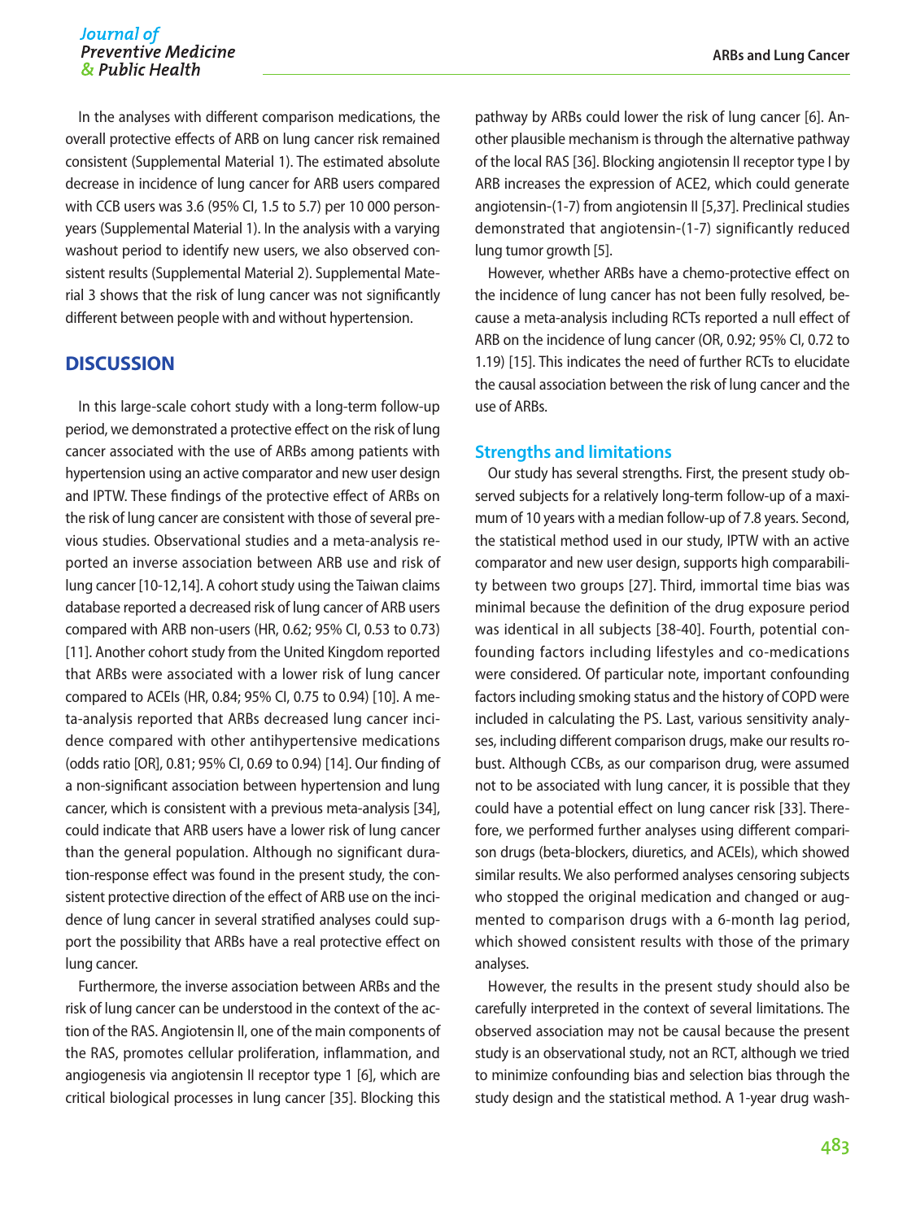In the analyses with different comparison medications, the overall protective effects of ARB on lung cancer risk remained consistent (Supplemental Material 1). The estimated absolute decrease in incidence of lung cancer for ARB users compared with CCB users was 3.6 (95% CI, 1.5 to 5.7) per 10 000 person-years (Supplemental Material 1). In the analysis with a varying washout period to identify new users, we also observed consistent results (Supplemental Material 2). Supplemental Material 3 shows that the risk of lung cancer was not significantly different between people with and without hypertension.

## DISCUSSION

In this large-scale cohort study with a long-term follow-up period, we demonstrated a protective effect on the risk of lung cancer associated with the use of ARBs among patients with hypertension using an active comparator and new user design and IPTW. These findings of the protective effect of ARBs on the risk of lung cancer are consistent with those of several previous studies. Observational studies and a meta-analysis reported an inverse association between ARB use and risk of lung cancer [10-12,14]. A cohort study using the Taiwan claims database reported a decreased risk of lung cancer of ARB users compared with ARB non-users (HR, 0.62; 95% CI, 0.53 to 0.73) [11]. Another cohort study from the United Kingdom reported that ARBs were associated with a lower risk of lung cancer compared to ACEIs (HR, 0.84; 95% CI, 0.75 to 0.94) [10]. A meta-analysis reported that ARBs decreased lung cancer incidence compared with other antihypertensive medications (odds ratio [OR], 0.81; 95% CI, 0.69 to 0.94) [14]. Our finding of a non-significant association between hypertension and lung cancer, which is consistent with a previous meta-analysis [34], could indicate that ARB users have a lower risk of lung cancer than the general population. Although no significant duration-response effect was found in the present study, the consistent protective direction of the effect of ARB use on the incidence of lung cancer in several stratified analyses could support the possibility that ARBs have a real protective effect on lung cancer.

Furthermore, the inverse association between ARBs and the risk of lung cancer can be understood in the context of the action of the RAS. Angiotensin II, one of the main components of the RAS, promotes cellular proliferation, inflammation, and angiogenesis via angiotensin II receptor type 1 [6], which are critical biological processes in lung cancer [35]. Blocking this pathway by ARBs could lower the risk of lung cancer [6]. Another plausible mechanism is through the alternative pathway of the local RAS [36]. Blocking angiotensin II receptor type I by ARB increases the expression of ACE2, which could generate angiotensin-(1-7) from angiotensin II [5,37]. Preclinical studies demonstrated that angiotensin-(1-7) significantly reduced lung tumor growth [5].

However, whether ARBs have a chemo-protective effect on the incidence of lung cancer has not been fully resolved, because a meta-analysis including RCTs reported a null effect of ARB on the incidence of lung cancer (OR, 0.92; 95% CI, 0.72 to 1.19) [15]. This indicates the need of further RCTs to elucidate the causal association between the risk of lung cancer and the use of ARBs.

### Strengths and limitations

Our study has several strengths. First, the present study observed subjects for a relatively long-term follow-up of a maximum of 10 years with a median follow-up of 7.8 years. Second, the statistical method used in our study, IPTW with an active comparator and new user design, supports high comparability between two groups [27]. Third, immortal time bias was minimal because the definition of the drug exposure period was identical in all subjects [38-40]. Fourth, potential confounding factors including lifestyles and co-medications were considered. Of particular note, important confounding factors including smoking status and the history of COPD were included in calculating the PS. Last, various sensitivity analyses, including different comparison drugs, make our results robust. Although CCBs, as our comparison drug, were assumed not to be associated with lung cancer, it is possible that they could have a potential effect on lung cancer risk [33]. Therefore, we performed further analyses using different comparison drugs (beta-blockers, diuretics, and ACEIs), which showed similar results. We also performed analyses censoring subjects who stopped the original medication and changed or augmented to comparison drugs with a 6-month lag period, which showed consistent results with those of the primary analyses.

However, the results in the present study should also be carefully interpreted in the context of several limitations. The observed association may not be causal because the present study is an observational study, not an RCT, although we tried to minimize confounding bias and selection bias through the study design and the statistical method. A 1-year drug wash-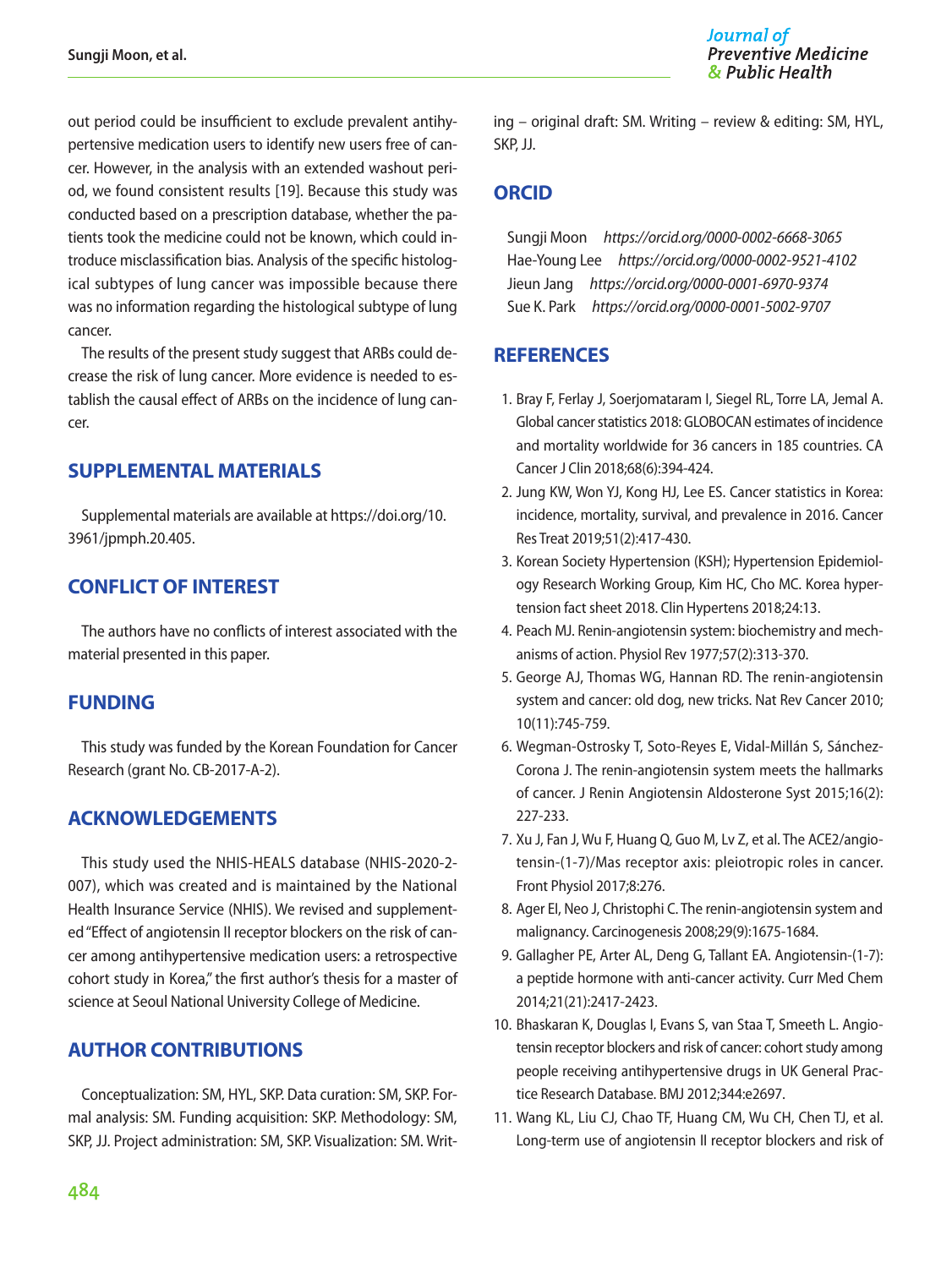out period could be insufficient to exclude prevalent antihypertensive medication users to identify new users free of cancer. However, in the analysis with an extended washout period, we found consistent results [19]. Because this study was conducted based on a prescription database, whether the patients took the medicine could not be known, which could introduce misclassification bias. Analysis of the specific histological subtypes of lung cancer was impossible because there was no information regarding the histological subtype of lung cancer.

The results of the present study suggest that ARBs could decrease the risk of lung cancer. More evidence is needed to establish the causal effect of ARBs on the incidence of lung cancer.

## SUPPLEMENTAL MATERIALS

Supplemental materials are available at https://doi.org/10.3961/jpmph.20.405.

## CONFLICT OF INTEREST

The authors have no conflicts of interest associated with the material presented in this paper.

## FUNDING

This study was funded by the Korean Foundation for Cancer Research (grant No. CB-2017-A-2).

## ACKNOWLEDGEMENTS

This study used the NHIS-HEALS database (NHIS-2020-2-007), which was created and is maintained by the National Health Insurance Service (NHIS). We revised and supplemented "Effect of angiotensin II receptor blockers on the risk of cancer among antihypertensive medication users: a retrospective cohort study in Korea," the first author's thesis for a master of science at Seoul National University College of Medicine.

## AUTHOR CONTRIBUTIONS

Conceptualization: SM, HYL, SKP. Data curation: SM, SKP. Formal analysis: SM. Funding acquisition: SKP. Methodology: SM, SKP, JJ. Project administration: SM, SKP. Visualization: SM. Writing – original draft: SM. Writing – review & editing: SM, HYL, SKP, JJ.

## ORCID

Sungji Moon *https://orcid.org/0000-0002-6668-3065*
Hae-Young Lee *https://orcid.org/0000-0002-9521-4102*
Jieun Jang *https://orcid.org/0000-0001-6970-9374*
Sue K. Park *https://orcid.org/0000-0001-5002-9707*

## REFERENCES

1. Bray F, Ferlay J, Soerjomataram I, Siegel RL, Torre LA, Jemal A. Global cancer statistics 2018: GLOBOCAN estimates of incidence and mortality worldwide for 36 cancers in 185 countries. CA Cancer J Clin 2018;68(6):394-424.
2. Jung KW, Won YJ, Kong HJ, Lee ES. Cancer statistics in Korea: incidence, mortality, survival, and prevalence in 2016. Cancer Res Treat 2019;51(2):417-430.
3. Korean Society Hypertension (KSH); Hypertension Epidemiology Research Working Group, Kim HC, Cho MC. Korea hypertension fact sheet 2018. Clin Hypertens 2018;24:13.
4. Peach MJ. Renin-angiotensin system: biochemistry and mechanisms of action. Physiol Rev 1977;57(2):313-370.
5. George AJ, Thomas WG, Hannan RD. The renin-angiotensin system and cancer: old dog, new tricks. Nat Rev Cancer 2010;10(11):745-759.
6. Wegman-Ostrosky T, Soto-Reyes E, Vidal-Millán S, Sánchez-Corona J. The renin-angiotensin system meets the hallmarks of cancer. J Renin Angiotensin Aldosterone Syst 2015;16(2):227-233.
7. Xu J, Fan J, Wu F, Huang Q, Guo M, Lv Z, et al. The ACE2/angiotensin-(1-7)/Mas receptor axis: pleiotropic roles in cancer. Front Physiol 2017;8:276.
8. Ager EI, Neo J, Christophi C. The renin-angiotensin system and malignancy. Carcinogenesis 2008;29(9):1675-1684.
9. Gallagher PE, Arter AL, Deng G, Tallant EA. Angiotensin-(1-7): a peptide hormone with anti-cancer activity. Curr Med Chem 2014;21(21):2417-2423.
10. Bhaskaran K, Douglas I, Evans S, van Staa T, Smeeth L. Angiotensin receptor blockers and risk of cancer: cohort study among people receiving antihypertensive drugs in UK General Practice Research Database. BMJ 2012;344:e2697.
11. Wang KL, Liu CJ, Chao TF, Huang CM, Wu CH, Chen TJ, et al. Long-term use of angiotensin II receptor blockers and risk of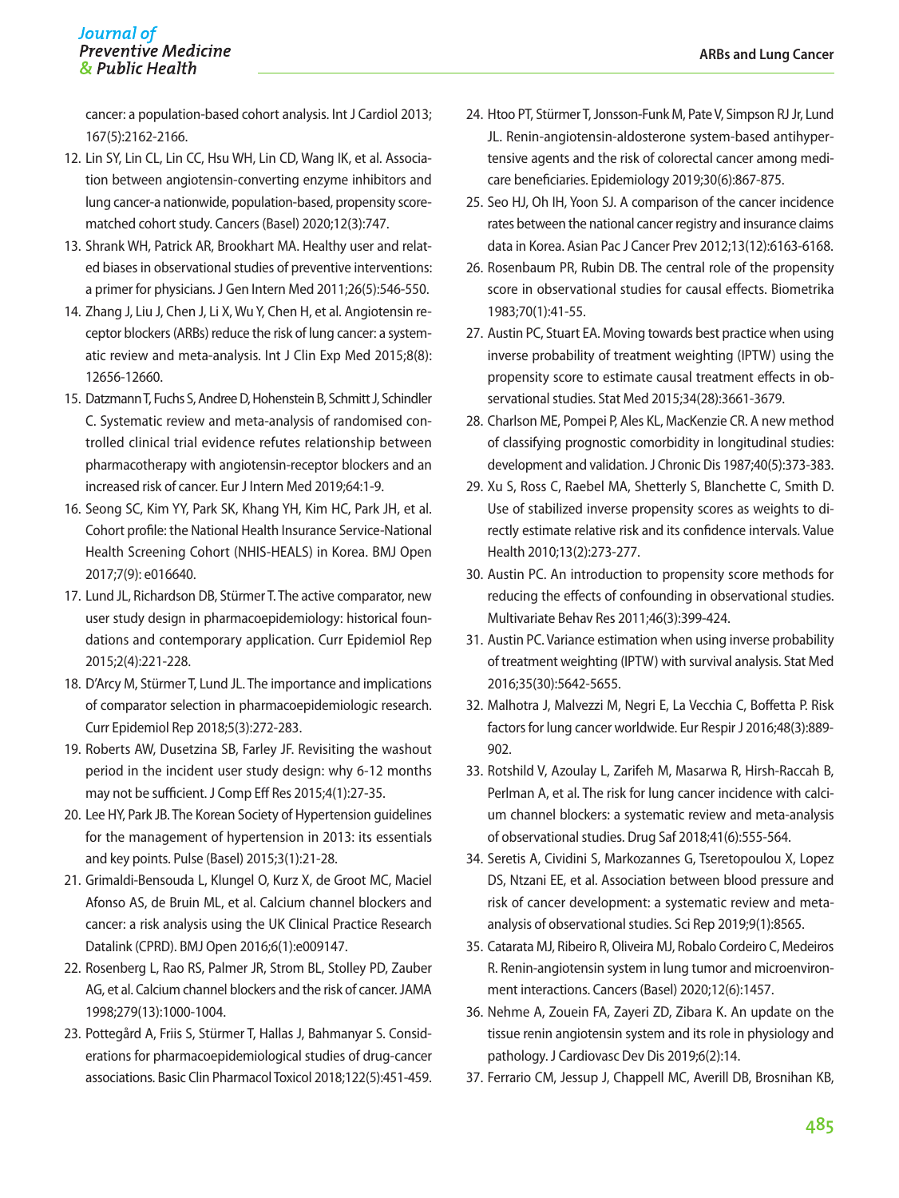cancer: a population-based cohort analysis. Int J Cardiol 2013; 167(5):2162-2166.

12. Lin SY, Lin CL, Lin CC, Hsu WH, Lin CD, Wang IK, et al. Association between angiotensin-converting enzyme inhibitors and lung cancer-a nationwide, population-based, propensity score-matched cohort study. Cancers (Basel) 2020;12(3):747.
13. Shrank WH, Patrick AR, Brookhart MA. Healthy user and related biases in observational studies of preventive interventions: a primer for physicians. J Gen Intern Med 2011;26(5):546-550.
14. Zhang J, Liu J, Chen J, Li X, Wu Y, Chen H, et al. Angiotensin receptor blockers (ARBs) reduce the risk of lung cancer: a systematic review and meta-analysis. Int J Clin Exp Med 2015;8(8): 12656-12660.
15. Datzmann T, Fuchs S, Andree D, Hohenstein B, Schmitt J, Schindler C. Systematic review and meta-analysis of randomised controlled clinical trial evidence refutes relationship between pharmacotherapy with angiotensin-receptor blockers and an increased risk of cancer. Eur J Intern Med 2019;64:1-9.
16. Seong SC, Kim YY, Park SK, Khang YH, Kim HC, Park JH, et al. Cohort profile: the National Health Insurance Service-National Health Screening Cohort (NHIS-HEALS) in Korea. BMJ Open 2017;7(9): e016640.
17. Lund JL, Richardson DB, Stürmer T. The active comparator, new user study design in pharmacoepidemiology: historical foundations and contemporary application. Curr Epidemiol Rep 2015;2(4):221-228.
18. D'Arcy M, Stürmer T, Lund JL. The importance and implications of comparator selection in pharmacoepidemiologic research. Curr Epidemiol Rep 2018;5(3):272-283.
19. Roberts AW, Dusetzina SB, Farley JF. Revisiting the washout period in the incident user study design: why 6-12 months may not be sufficient. J Comp Eff Res 2015;4(1):27-35.
20. Lee HY, Park JB. The Korean Society of Hypertension guidelines for the management of hypertension in 2013: its essentials and key points. Pulse (Basel) 2015;3(1):21-28.
21. Grimaldi-Bensouda L, Klungel O, Kurz X, de Groot MC, Maciel Afonso AS, de Bruin ML, et al. Calcium channel blockers and cancer: a risk analysis using the UK Clinical Practice Research Datalink (CPRD). BMJ Open 2016;6(1):e009147.
22. Rosenberg L, Rao RS, Palmer JR, Strom BL, Stolley PD, Zauber AG, et al. Calcium channel blockers and the risk of cancer. JAMA 1998;279(13):1000-1004.
23. Pottegård A, Friis S, Stürmer T, Hallas J, Bahmanyar S. Considerations for pharmacoepidemiological studies of drug-cancer associations. Basic Clin Pharmacol Toxicol 2018;122(5):451-459.
24. Htoo PT, Stürmer T, Jonsson-Funk M, Pate V, Simpson RJ Jr, Lund JL. Renin-angiotensin-aldosterone system-based antihypertensive agents and the risk of colorectal cancer among medicare beneficiaries. Epidemiology 2019;30(6):867-875.
25. Seo HJ, Oh IH, Yoon SJ. A comparison of the cancer incidence rates between the national cancer registry and insurance claims data in Korea. Asian Pac J Cancer Prev 2012;13(12):6163-6168.
26. Rosenbaum PR, Rubin DB. The central role of the propensity score in observational studies for causal effects. Biometrika 1983;70(1):41-55.
27. Austin PC, Stuart EA. Moving towards best practice when using inverse probability of treatment weighting (IPTW) using the propensity score to estimate causal treatment effects in observational studies. Stat Med 2015;34(28):3661-3679.
28. Charlson ME, Pompei P, Ales KL, MacKenzie CR. A new method of classifying prognostic comorbidity in longitudinal studies: development and validation. J Chronic Dis 1987;40(5):373-383.
29. Xu S, Ross C, Raebel MA, Shetterly S, Blanchette C, Smith D. Use of stabilized inverse propensity scores as weights to directly estimate relative risk and its confidence intervals. Value Health 2010;13(2):273-277.
30. Austin PC. An introduction to propensity score methods for reducing the effects of confounding in observational studies. Multivariate Behav Res 2011;46(3):399-424.
31. Austin PC. Variance estimation when using inverse probability of treatment weighting (IPTW) with survival analysis. Stat Med 2016;35(30):5642-5655.
32. Malhotra J, Malvezzi M, Negri E, La Vecchia C, Boffetta P. Risk factors for lung cancer worldwide. Eur Respir J 2016;48(3):889-902.
33. Rotshild V, Azoulay L, Zarifeh M, Masarwa R, Hirsh-Raccah B, Perlman A, et al. The risk for lung cancer incidence with calcium channel blockers: a systematic review and meta-analysis of observational studies. Drug Saf 2018;41(6):555-564.
34. Seretis A, Cividini S, Markozannes G, Tseretopoulou X, Lopez DS, Ntzani EE, et al. Association between blood pressure and risk of cancer development: a systematic review and meta-analysis of observational studies. Sci Rep 2019;9(1):8565.
35. Catarata MJ, Ribeiro R, Oliveira MJ, Robalo Cordeiro C, Medeiros R. Renin-angiotensin system in lung tumor and microenvironment interactions. Cancers (Basel) 2020;12(6):1457.
36. Nehme A, Zouein FA, Zayeri ZD, Zibara K. An update on the tissue renin angiotensin system and its role in physiology and pathology. J Cardiovasc Dev Dis 2019;6(2):14.
37. Ferrario CM, Jessup J, Chappell MC, Averill DB, Brosnihan KB,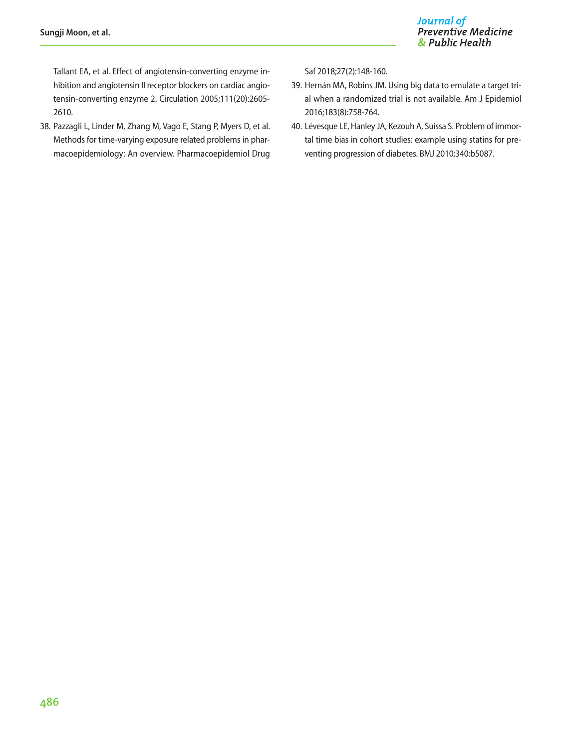Tallant EA, et al. Effect of angiotensin-converting enzyme inhibition and angiotensin II receptor blockers on cardiac angiotensin-converting enzyme 2. Circulation 2005;111(20):2605-2610.

38. Pazzagli L, Linder M, Zhang M, Vago E, Stang P, Myers D, et al. Methods for time-varying exposure related problems in pharmacoepidemiology: An overview. Pharmacoepidemiol Drug Saf 2018;27(2):148-160.
39. Hernán MA, Robins JM. Using big data to emulate a target trial when a randomized trial is not available. Am J Epidemiol 2016;183(8):758-764.
40. Lévesque LE, Hanley JA, Kezouh A, Suissa S. Problem of immortal time bias in cohort studies: example using statins for preventing progression of diabetes. BMJ 2010;340:b5087.